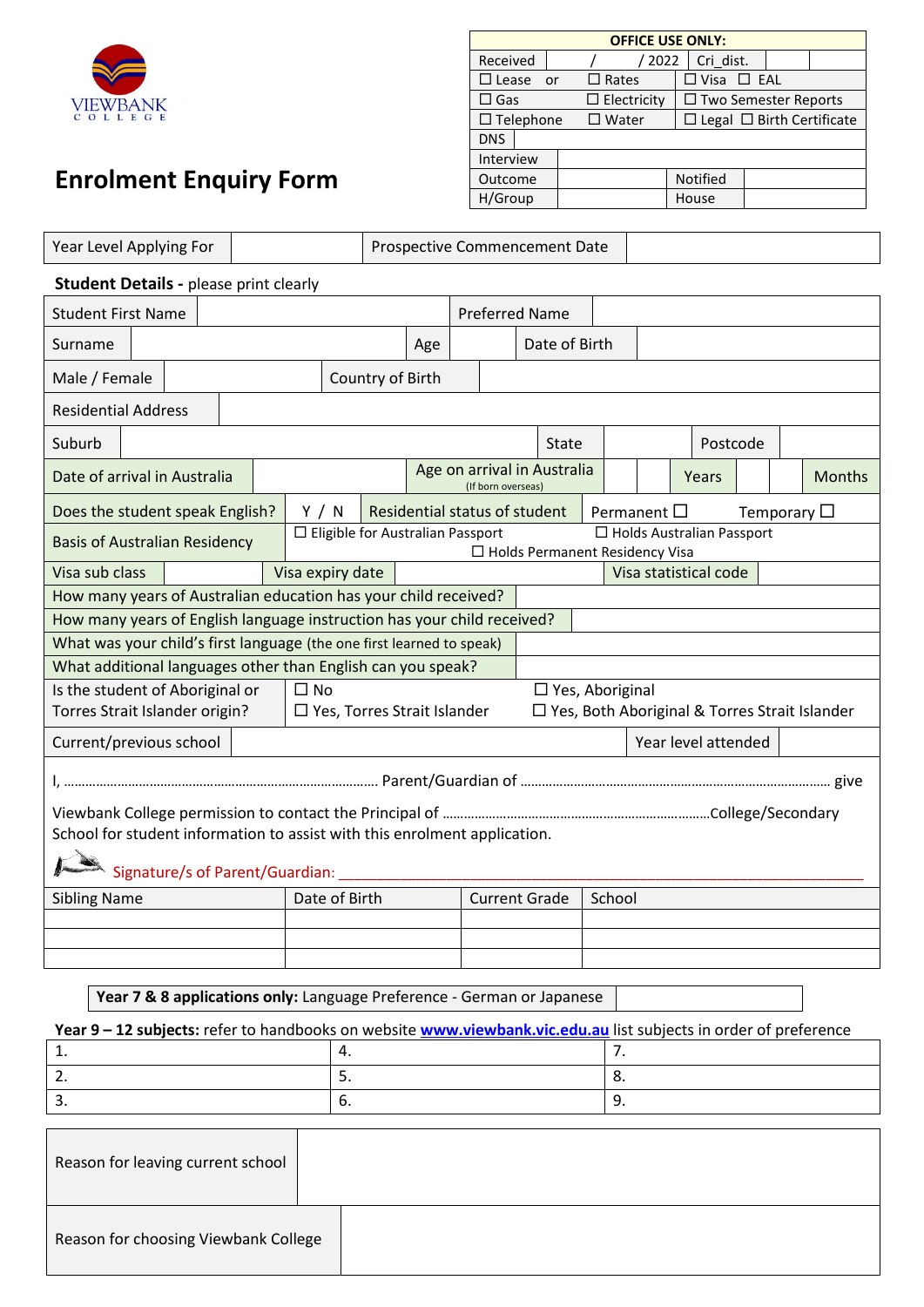VIEWBANK
COLLEGE

# Enrolment Enquiry Form

| OFFICE USE ONLY: | | | | |
|---|---|---|---|---|
| Received | / / 2022 | Cri_dist. | | |
| ☐ Lease or | ☐ Rates | ☐ Visa ☐ EAL | | |
| ☐ Gas | ☐ Electricity | ☐ Two Semester Reports | | |
| ☐ Telephone | ☐ Water | ☐ Legal ☐ Birth Certificate | | |
| DNS | | | | |
| Interview | | | | |
| Outcome | | Notified | | |
| H/Group | | House | | |

| Year Level Applying For | | Prospective Commencement Date | |
|---|---|---|---|

**Student Details -** please print clearly

| Student First Name | | Preferred Name | |
|---|---|---|---|
| Surname | | Age | | Date of Birth | |
| Male / Female | | Country of Birth | |
| Residential Address | |
| Suburb | | State | | Postcode | |
| Date of arrival in Australia | | Age on arrival in Australia (If born overseas) | | | Years | | | Months |
| Does the student speak English? | Y / N | Residential status of student | Permanent ☐ Temporary ☐ |
| Basis of Australian Residency | ☐ Eligible for Australian Passport ☐ Holds Australian Passport ☐ Holds Permanent Residency Visa |
| Visa sub class | | Visa expiry date | | Visa statistical code | |
| How many years of Australian education has your child received? | |
| How many years of English language instruction has your child received? | |
| What was your child's first language (the one first learned to speak) | |
| What additional languages other than English can you speak? | |
| Is the student of Aboriginal or Torres Strait Islander origin? | ☐ No ☐ Yes, Aboriginal ☐ Yes, Torres Strait Islander ☐ Yes, Both Aboriginal & Torres Strait Islander |
| Current/previous school | | Year level attended | |

I, ……………………………………………………………………… Parent/Guardian of ……………………………………………………………… give Viewbank College permission to contact the Principal of ………………………………………………………………College/Secondary School for student information to assist with this enrolment application.

Signature/s of Parent/Guardian: ______________________________________________________________

| Sibling Name | Date of Birth | Current Grade | School |
|---|---|---|---|
| | | | |
| | | | |
| | | | |

| **Year 7 & 8 applications only:** Language Preference - German or Japanese | |
|---|---|

**Year 9 – 12 subjects:** refer to handbooks on website **www.viewbank.vic.edu.au** list subjects in order of preference

| | | |
|---|---|---|
| 1. | 4. | 7. |
| 2. | 5. | 8. |
| 3. | 6. | 9. |

| Reason for leaving current school | |
|---|---|
| Reason for choosing Viewbank College | |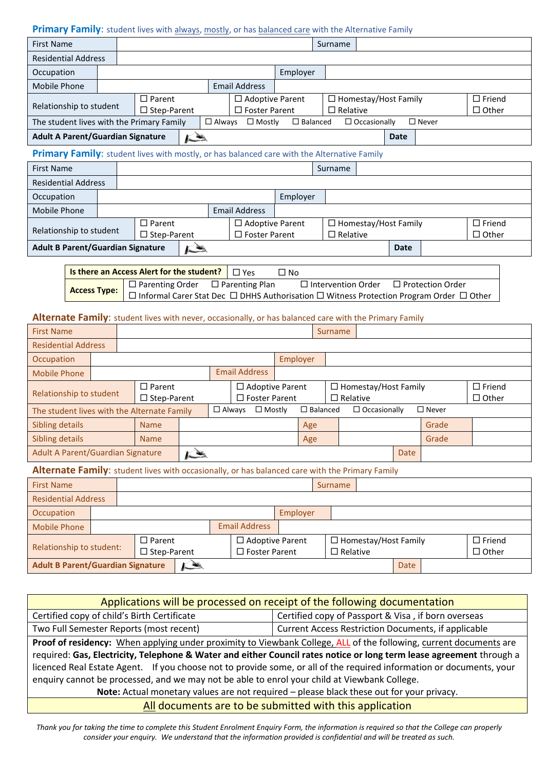**Primary Family**: student lives with always, mostly, or has balanced care with the Alternative Family

| | | | |
|---|---|---|---|
| First Name | | Surname | |
| Residential Address | | | |
| Occupation | | Employer | |
| Mobile Phone | | Email Address | |
| Relationship to student | ☐ Parent ☐ Step-Parent ☐ Adoptive Parent ☐ Foster Parent ☐ Homestay/Host Family ☐ Relative ☐ Friend ☐ Other | | |
| The student lives with the Primary Family | ☐ Always ☐ Mostly ☐ Balanced ☐ Occasionally ☐ Never | | |
| **Adult A Parent/Guardian Signature** | | **Date** | |

**Primary Family**: student lives with mostly, or has balanced care with the Alternative Family

| | | | |
|---|---|---|---|
| First Name | | Surname | |
| Residential Address | | | |
| Occupation | | Employer | |
| Mobile Phone | | Email Address | |
| Relationship to student | ☐ Parent ☐ Step-Parent ☐ Adoptive Parent ☐ Foster Parent ☐ Homestay/Host Family ☐ Relative ☐ Friend ☐ Other | | |
| **Adult B Parent/Guardian Signature** | | **Date** | |

| | |
|---|---|
| **Is there an Access Alert for the student?** | ☐ Yes ☐ No |
| **Access Type:** | ☐ Parenting Order ☐ Parenting Plan ☐ Intervention Order ☐ Protection Order ☐ Informal Carer Stat Dec ☐ DHHS Authorisation ☐ Witness Protection Program Order ☐ Other |

**Alternate Family**: student lives with never, occasionally, or has balanced care with the Primary Family

| | | | | | |
|---|---|---|---|---|---|
| First Name | | Surname | | | |
| Residential Address | | | | | |
| Occupation | | Employer | | | |
| Mobile Phone | | Email Address | | | |
| Relationship to student | ☐ Parent ☐ Step-Parent ☐ Adoptive Parent ☐ Foster Parent ☐ Homestay/Host Family ☐ Relative ☐ Friend ☐ Other | | | | |
| The student lives with the Alternate Family | ☐ Always ☐ Mostly ☐ Balanced ☐ Occasionally ☐ Never | | | | |
| Sibling details | Name | Age | | Grade | |
| Sibling details | Name | Age | | Grade | |
| Adult A Parent/Guardian Signature | | Date | | | |

**Alternate Family**: student lives with occasionally, or has balanced care with the Primary Family

| | | | |
|---|---|---|---|
| First Name | | Surname | |
| Residential Address | | | |
| Occupation | | Employer | |
| Mobile Phone | | Email Address | |
| Relationship to student: | ☐ Parent ☐ Step-Parent ☐ Adoptive Parent ☐ Foster Parent ☐ Homestay/Host Family ☐ Relative ☐ Friend ☐ Other | | |
| **Adult B Parent/Guardian Signature** | | Date | |

| Applications will be processed on receipt of the following documentation | |
|---|---|
| Certified copy of child's Birth Certificate | Certified copy of Passport & Visa , if born overseas |
| Two Full Semester Reports (most recent) | Current Access Restriction Documents, if applicable |

**Proof of residency:** When applying under proximity to Viewbank College, ALL of the following, current documents are required: **Gas, Electricity, Telephone & Water and either Council rates notice or long term lease agreement** through a licenced Real Estate Agent. If you choose not to provide some, or all of the required information or documents, your enquiry cannot be processed, and we may not be able to enrol your child at Viewbank College.

**Note:** Actual monetary values are not required – please black these out for your privacy.

All documents are to be submitted with this application

*Thank you for taking the time to complete this Student Enrolment Enquiry Form, the information is required so that the College can properly consider your enquiry. We understand that the information provided is confidential and will be treated as such.*